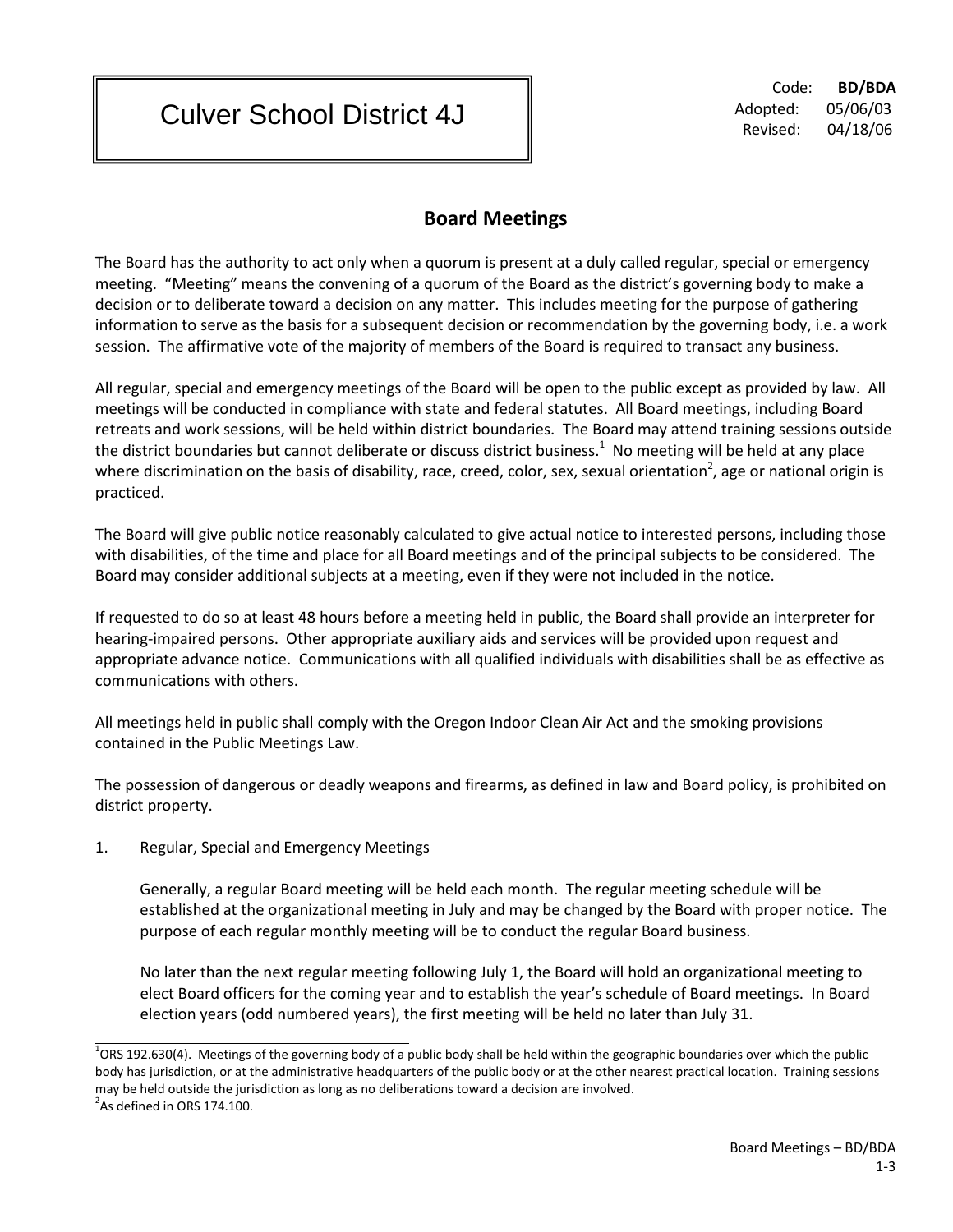# Culver School District 4J

Code: **BD/BDA**
Adopted: 05/06/03
Revised: 04/18/06

## Board Meetings

The Board has the authority to act only when a quorum is present at a duly called regular, special or emergency meeting. "Meeting" means the convening of a quorum of the Board as the district's governing body to make a decision or to deliberate toward a decision on any matter. This includes meeting for the purpose of gathering information to serve as the basis for a subsequent decision or recommendation by the governing body, i.e. a work session. The affirmative vote of the majority of members of the Board is required to transact any business.

All regular, special and emergency meetings of the Board will be open to the public except as provided by law. All meetings will be conducted in compliance with state and federal statutes. All Board meetings, including Board retreats and work sessions, will be held within district boundaries. The Board may attend training sessions outside the district boundaries but cannot deliberate or discuss district business.[1] No meeting will be held at any place where discrimination on the basis of disability, race, creed, color, sex, sexual orientation[2], age or national origin is practiced.

The Board will give public notice reasonably calculated to give actual notice to interested persons, including those with disabilities, of the time and place for all Board meetings and of the principal subjects to be considered. The Board may consider additional subjects at a meeting, even if they were not included in the notice.

If requested to do so at least 48 hours before a meeting held in public, the Board shall provide an interpreter for hearing-impaired persons. Other appropriate auxiliary aids and services will be provided upon request and appropriate advance notice. Communications with all qualified individuals with disabilities shall be as effective as communications with others.

All meetings held in public shall comply with the Oregon Indoor Clean Air Act and the smoking provisions contained in the Public Meetings Law.

The possession of dangerous or deadly weapons and firearms, as defined in law and Board policy, is prohibited on district property.

1. Regular, Special and Emergency Meetings

   Generally, a regular Board meeting will be held each month. The regular meeting schedule will be established at the organizational meeting in July and may be changed by the Board with proper notice. The purpose of each regular monthly meeting will be to conduct the regular Board business.

   No later than the next regular meeting following July 1, the Board will hold an organizational meeting to elect Board officers for the coming year and to establish the year's schedule of Board meetings. In Board election years (odd numbered years), the first meeting will be held no later than July 31.

---

[1] ORS 192.630(4). Meetings of the governing body of a public body shall be held within the geographic boundaries over which the public body has jurisdiction, or at the administrative headquarters of the public body or at the other nearest practical location. Training sessions may be held outside the jurisdiction as long as no deliberations toward a decision are involved.

[2] As defined in ORS 174.100.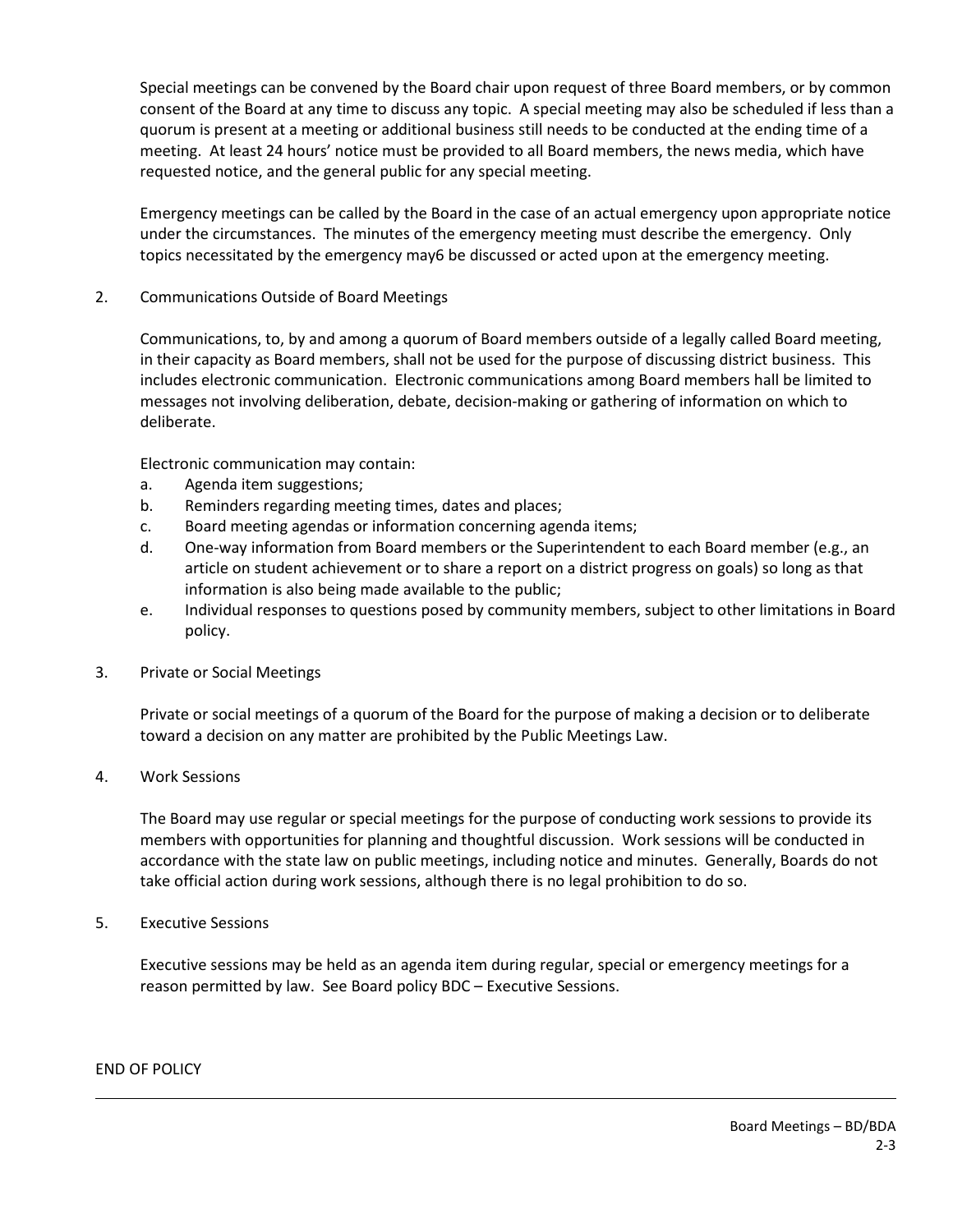Special meetings can be convened by the Board chair upon request of three Board members, or by common consent of the Board at any time to discuss any topic. A special meeting may also be scheduled if less than a quorum is present at a meeting or additional business still needs to be conducted at the ending time of a meeting. At least 24 hours' notice must be provided to all Board members, the news media, which have requested notice, and the general public for any special meeting.

Emergency meetings can be called by the Board in the case of an actual emergency upon appropriate notice under the circumstances. The minutes of the emergency meeting must describe the emergency. Only topics necessitated by the emergency may6 be discussed or acted upon at the emergency meeting.

2. Communications Outside of Board Meetings

   Communications, to, by and among a quorum of Board members outside of a legally called Board meeting, in their capacity as Board members, shall not be used for the purpose of discussing district business. This includes electronic communication. Electronic communications among Board members hall be limited to messages not involving deliberation, debate, decision-making or gathering of information on which to deliberate.

   Electronic communication may contain:

   a. Agenda item suggestions;
   b. Reminders regarding meeting times, dates and places;
   c. Board meeting agendas or information concerning agenda items;
   d. One-way information from Board members or the Superintendent to each Board member (e.g., an article on student achievement or to share a report on a district progress on goals) so long as that information is also being made available to the public;
   e. Individual responses to questions posed by community members, subject to other limitations in Board policy.

3. Private or Social Meetings

   Private or social meetings of a quorum of the Board for the purpose of making a decision or to deliberate toward a decision on any matter are prohibited by the Public Meetings Law.

4. Work Sessions

   The Board may use regular or special meetings for the purpose of conducting work sessions to provide its members with opportunities for planning and thoughtful discussion. Work sessions will be conducted in accordance with the state law on public meetings, including notice and minutes. Generally, Boards do not take official action during work sessions, although there is no legal prohibition to do so.

5. Executive Sessions

   Executive sessions may be held as an agenda item during regular, special or emergency meetings for a reason permitted by law. See Board policy BDC – Executive Sessions.

END OF POLICY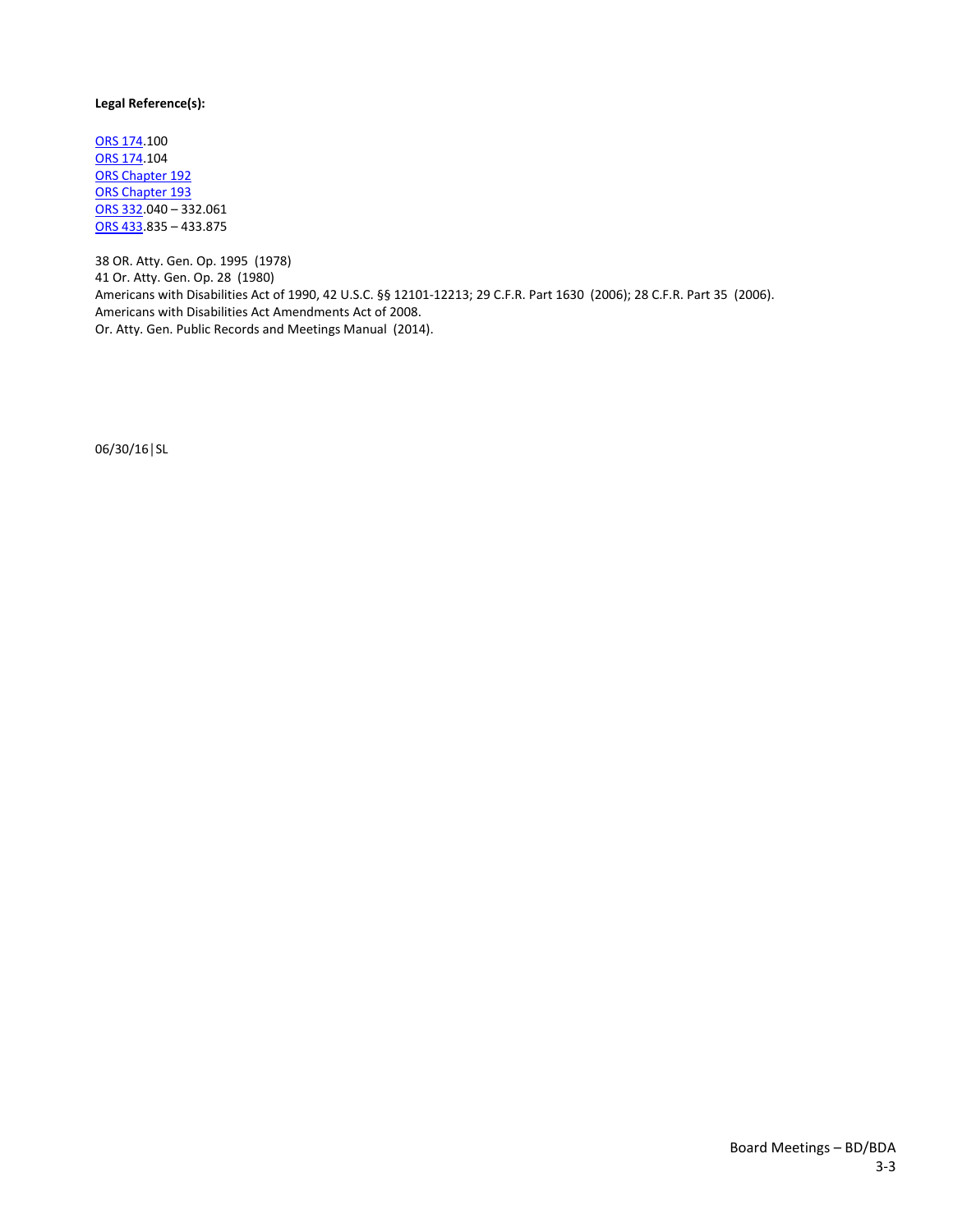**Legal Reference(s):**

ORS 174.100
ORS 174.104
ORS Chapter 192
ORS Chapter 193
ORS 332.040 – 332.061
ORS 433.835 – 433.875

38 OR. Atty. Gen. Op. 1995 (1978)
41 Or. Atty. Gen. Op. 28 (1980)
Americans with Disabilities Act of 1990, 42 U.S.C. §§ 12101-12213; 29 C.F.R. Part 1630 (2006); 28 C.F.R. Part 35 (2006).
Americans with Disabilities Act Amendments Act of 2008.
Or. Atty. Gen. Public Records and Meetings Manual (2014).

06/30/16│SL